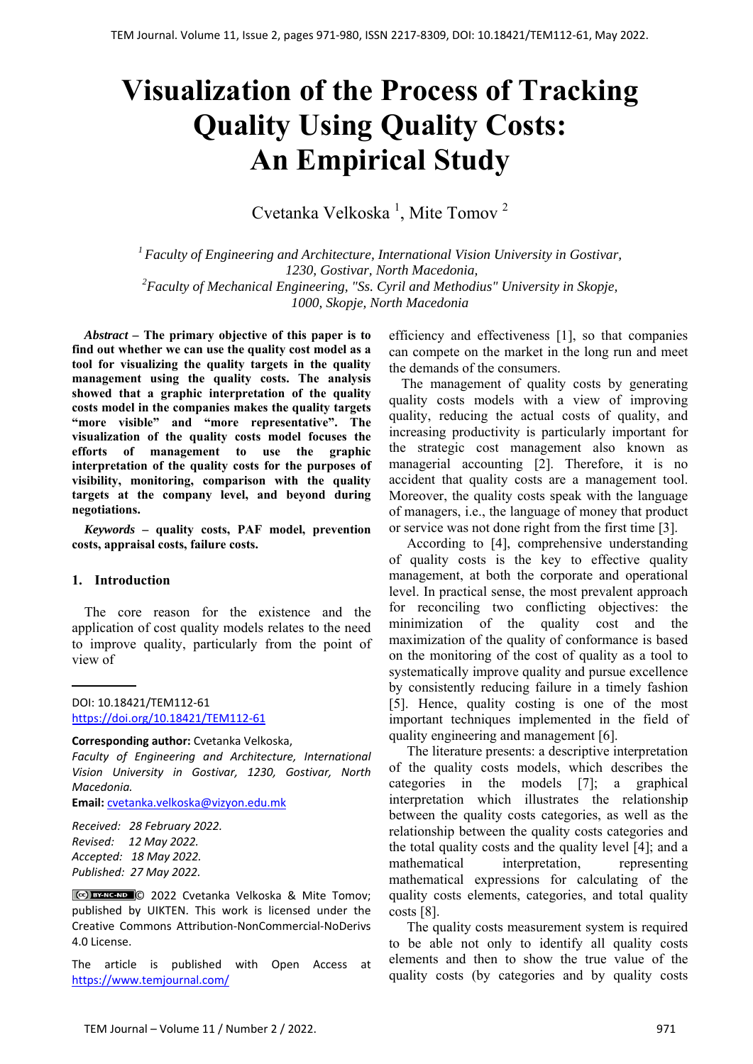# Visualization of the Process of Tracking Quality Using Quality Costs: An Empirical Study

Cvetanka Velkoska [1], Mite Tomov [2]

[1] *Faculty of Engineering and Architecture, International Vision University in Gostivar, 1230, Gostivar, North Macedonia,*
[2] *Faculty of Mechanical Engineering, "Ss. Cyril and Methodius" University in Skopje, 1000, Skopje, North Macedonia*

***Abstract*** **– The primary objective of this paper is to find out whether we can use the quality cost model as a tool for visualizing the quality targets in the quality management using the quality costs. The analysis showed that a graphic interpretation of the quality costs model in the companies makes the quality targets "more visible" and "more representative". The visualization of the quality costs model focuses the efforts of management to use the graphic interpretation of the quality costs for the purposes of visibility, monitoring, comparison with the quality targets at the company level, and beyond during negotiations.**

***Keywords*** **– quality costs, PAF model, prevention costs, appraisal costs, failure costs.**

## 1. Introduction

The core reason for the existence and the application of cost quality models relates to the need to improve quality, particularly from the point of view of efficiency and effectiveness [1], so that companies can compete on the market in the long run and meet the demands of the consumers.

The management of quality costs by generating quality costs models with a view of improving quality, reducing the actual costs of quality, and increasing productivity is particularly important for the strategic cost management also known as managerial accounting [2]. Therefore, it is no accident that quality costs are a management tool. Moreover, the quality costs speak with the language of managers, i.e., the language of money that product or service was not done right from the first time [3].

According to [4], comprehensive understanding of quality costs is the key to effective quality management, at both the corporate and operational level. In practical sense, the most prevalent approach for reconciling two conflicting objectives: the minimization of the quality cost and the maximization of the quality of conformance is based on the monitoring of the cost of quality as a tool to systematically improve quality and pursue excellence by consistently reducing failure in a timely fashion [5]. Hence, quality costing is one of the most important techniques implemented in the field of quality engineering and management [6].

The literature presents: a descriptive interpretation of the quality costs models, which describes the categories in the models [7]; a graphical interpretation which illustrates the relationship between the quality costs categories, as well as the relationship between the quality costs categories and the total quality costs and the quality level [4]; and a mathematical interpretation, representing mathematical expressions for calculating of the quality costs elements, categories, and total quality costs [8].

The quality costs measurement system is required to be able not only to identify all quality costs elements and then to show the true value of the quality costs (by categories and by quality costs

---

DOI: 10.18421/TEM112-61
https://doi.org/10.18421/TEM112-61

**Corresponding author:** Cvetanka Velkoska,
*Faculty of Engineering and Architecture, International Vision University in Gostivar, 1230, Gostivar, North Macedonia.*
**Email:** cvetanka.velkoska@vizyon.edu.mk

*Received: 28 February 2022.*
*Revised: 12 May 2022.*
*Accepted: 18 May 2022.*
*Published: 27 May 2022.*

© 2022 Cvetanka Velkoska & Mite Tomov; published by UIKTEN. This work is licensed under the Creative Commons Attribution-NonCommercial-NoDerivs 4.0 License.

The article is published with Open Access at https://www.temjournal.com/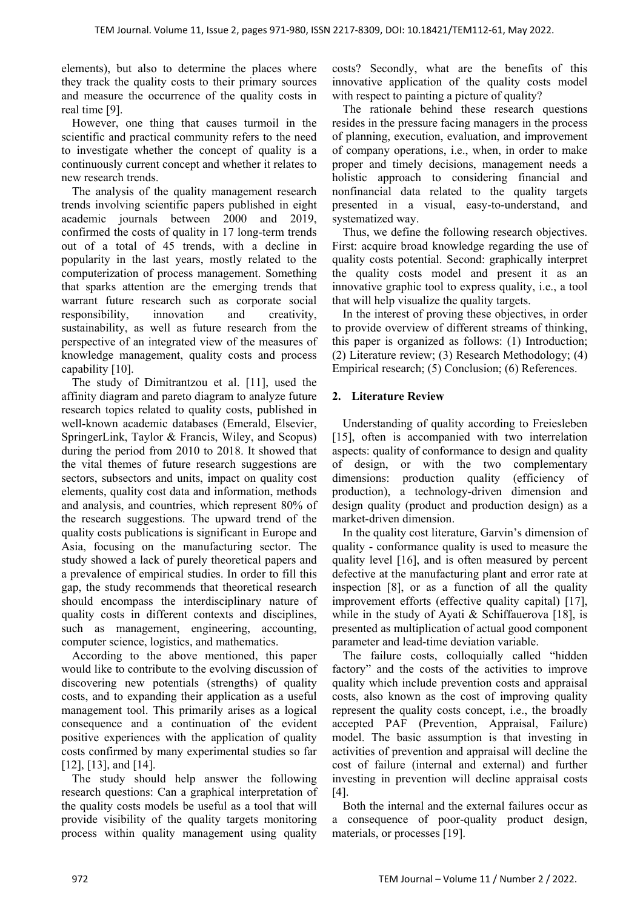elements), but also to determine the places where they track the quality costs to their primary sources and measure the occurrence of the quality costs in real time [9].

However, one thing that causes turmoil in the scientific and practical community refers to the need to investigate whether the concept of quality is a continuously current concept and whether it relates to new research trends.

The analysis of the quality management research trends involving scientific papers published in eight academic journals between 2000 and 2019, confirmed the costs of quality in 17 long-term trends out of a total of 45 trends, with a decline in popularity in the last years, mostly related to the computerization of process management. Something that sparks attention are the emerging trends that warrant future research such as corporate social responsibility, innovation and creativity, sustainability, as well as future research from the perspective of an integrated view of the measures of knowledge management, quality costs and process capability [10].

The study of Dimitrantzou et al. [11], used the affinity diagram and pareto diagram to analyze future research topics related to quality costs, published in well-known academic databases (Emerald, Elsevier, SpringerLink, Taylor & Francis, Wiley, and Scopus) during the period from 2010 to 2018. It showed that the vital themes of future research suggestions are sectors, subsectors and units, impact on quality cost elements, quality cost data and information, methods and analysis, and countries, which represent 80% of the research suggestions. The upward trend of the quality costs publications is significant in Europe and Asia, focusing on the manufacturing sector. The study showed a lack of purely theoretical papers and a prevalence of empirical studies. In order to fill this gap, the study recommends that theoretical research should encompass the interdisciplinary nature of quality costs in different contexts and disciplines, such as management, engineering, accounting, computer science, logistics, and mathematics.

According to the above mentioned, this paper would like to contribute to the evolving discussion of discovering new potentials (strengths) of quality costs, and to expanding their application as a useful management tool. This primarily arises as a logical consequence and a continuation of the evident positive experiences with the application of quality costs confirmed by many experimental studies so far [12], [13], and [14].

The study should help answer the following research questions: Can a graphical interpretation of the quality costs models be useful as a tool that will provide visibility of the quality targets monitoring process within quality management using quality costs? Secondly, what are the benefits of this innovative application of the quality costs model with respect to painting a picture of quality?

The rationale behind these research questions resides in the pressure facing managers in the process of planning, execution, evaluation, and improvement of company operations, i.e., when, in order to make proper and timely decisions, management needs a holistic approach to considering financial and nonfinancial data related to the quality targets presented in a visual, easy-to-understand, and systematized way.

Thus, we define the following research objectives. First: acquire broad knowledge regarding the use of quality costs potential. Second: graphically interpret the quality costs model and present it as an innovative graphic tool to express quality, i.e., a tool that will help visualize the quality targets.

In the interest of proving these objectives, in order to provide overview of different streams of thinking, this paper is organized as follows: (1) Introduction; (2) Literature review; (3) Research Methodology; (4) Empirical research; (5) Conclusion; (6) References.

## 2. Literature Review

Understanding of quality according to Freiesleben [15], often is accompanied with two interrelation aspects: quality of conformance to design and quality of design, or with the two complementary dimensions: production quality (efficiency of production), a technology-driven dimension and design quality (product and production design) as a market-driven dimension.

In the quality cost literature, Garvin's dimension of quality - conformance quality is used to measure the quality level [16], and is often measured by percent defective at the manufacturing plant and error rate at inspection [8], or as a function of all the quality improvement efforts (effective quality capital) [17], while in the study of Ayati & Schiffauerova [18], is presented as multiplication of actual good component parameter and lead-time deviation variable.

The failure costs, colloquially called "hidden factory" and the costs of the activities to improve quality which include prevention costs and appraisal costs, also known as the cost of improving quality represent the quality costs concept, i.e., the broadly accepted PAF (Prevention, Appraisal, Failure) model. The basic assumption is that investing in activities of prevention and appraisal will decline the cost of failure (internal and external) and further investing in prevention will decline appraisal costs [4].

Both the internal and the external failures occur as a consequence of poor-quality product design, materials, or processes [19].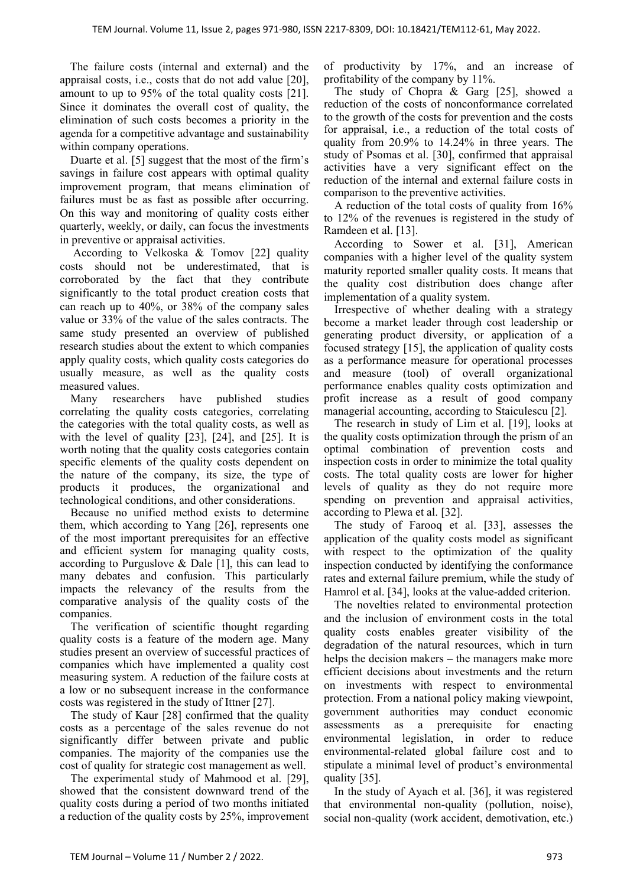The failure costs (internal and external) and the appraisal costs, i.e., costs that do not add value [20], amount to up to 95% of the total quality costs [21]. Since it dominates the overall cost of quality, the elimination of such costs becomes a priority in the agenda for a competitive advantage and sustainability within company operations.

Duarte et al. [5] suggest that the most of the firm's savings in failure cost appears with optimal quality improvement program, that means elimination of failures must be as fast as possible after occurring. On this way and monitoring of quality costs either quarterly, weekly, or daily, can focus the investments in preventive or appraisal activities.

According to Velkoska & Tomov [22] quality costs should not be underestimated, that is corroborated by the fact that they contribute significantly to the total product creation costs that can reach up to 40%, or 38% of the company sales value or 33% of the value of the sales contracts. The same study presented an overview of published research studies about the extent to which companies apply quality costs, which quality costs categories do usually measure, as well as the quality costs measured values.

Many researchers have published studies correlating the quality costs categories, correlating the categories with the total quality costs, as well as with the level of quality [23], [24], and [25]. It is worth noting that the quality costs categories contain specific elements of the quality costs dependent on the nature of the company, its size, the type of products it produces, the organizational and technological conditions, and other considerations.

Because no unified method exists to determine them, which according to Yang [26], represents one of the most important prerequisites for an effective and efficient system for managing quality costs, according to Purguslove & Dale [1], this can lead to many debates and confusion. This particularly impacts the relevancy of the results from the comparative analysis of the quality costs of the companies.

The verification of scientific thought regarding quality costs is a feature of the modern age. Many studies present an overview of successful practices of companies which have implemented a quality cost measuring system. A reduction of the failure costs at a low or no subsequent increase in the conformance costs was registered in the study of Ittner [27].

The study of Kaur [28] confirmed that the quality costs as a percentage of the sales revenue do not significantly differ between private and public companies. The majority of the companies use the cost of quality for strategic cost management as well.

The experimental study of Mahmood et al. [29], showed that the consistent downward trend of the quality costs during a period of two months initiated a reduction of the quality costs by 25%, improvement of productivity by 17%, and an increase of profitability of the company by 11%.

The study of Chopra & Garg [25], showed a reduction of the costs of nonconformance correlated to the growth of the costs for prevention and the costs for appraisal, i.e., a reduction of the total costs of quality from 20.9% to 14.24% in three years. The study of Psomas et al. [30], confirmed that appraisal activities have a very significant effect on the reduction of the internal and external failure costs in comparison to the preventive activities.

A reduction of the total costs of quality from 16% to 12% of the revenues is registered in the study of Ramdeen et al. [13].

According to Sower et al. [31], American companies with a higher level of the quality system maturity reported smaller quality costs. It means that the quality cost distribution does change after implementation of a quality system.

Irrespective of whether dealing with a strategy become a market leader through cost leadership or generating product diversity, or application of a focused strategy [15], the application of quality costs as a performance measure for operational processes and measure (tool) of overall organizational performance enables quality costs optimization and profit increase as a result of good company managerial accounting, according to Staiculescu [2].

The research in study of Lim et al. [19], looks at the quality costs optimization through the prism of an optimal combination of prevention costs and inspection costs in order to minimize the total quality costs. The total quality costs are lower for higher levels of quality as they do not require more spending on prevention and appraisal activities, according to Plewa et al. [32].

The study of Farooq et al. [33], assesses the application of the quality costs model as significant with respect to the optimization of the quality inspection conducted by identifying the conformance rates and external failure premium, while the study of Hamrol et al. [34], looks at the value-added criterion.

The novelties related to environmental protection and the inclusion of environment costs in the total quality costs enables greater visibility of the degradation of the natural resources, which in turn helps the decision makers – the managers make more efficient decisions about investments and the return on investments with respect to environmental protection. From a national policy making viewpoint, government authorities may conduct economic assessments as a prerequisite for enacting environmental legislation, in order to reduce environmental-related global failure cost and to stipulate a minimal level of product's environmental quality [35].

In the study of Ayach et al. [36], it was registered that environmental non-quality (pollution, noise), social non-quality (work accident, demotivation, etc.)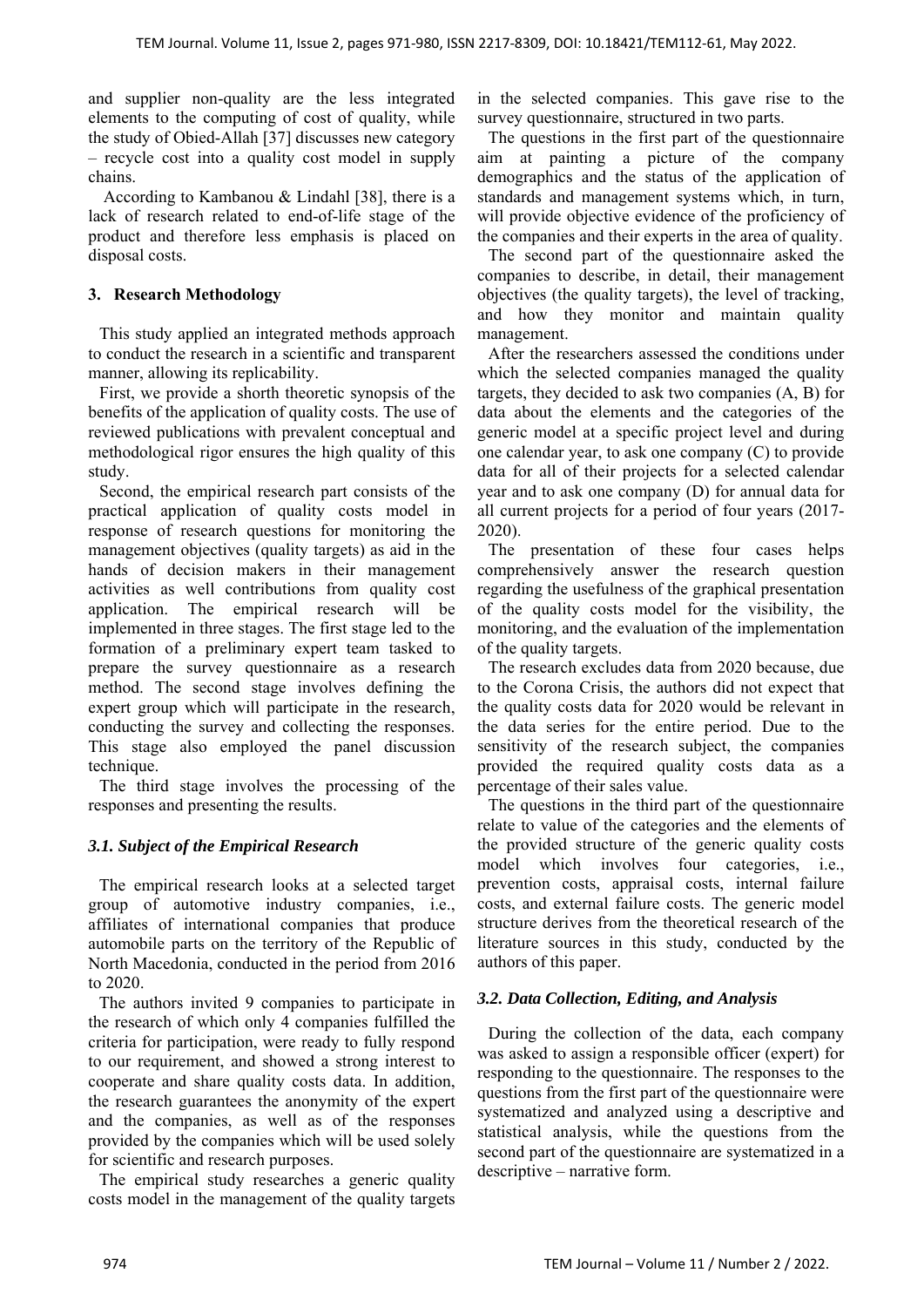and supplier non-quality are the less integrated elements to the computing of cost of quality, while the study of Obied-Allah [37] discusses new category – recycle cost into a quality cost model in supply chains.

According to Kambanou & Lindahl [38], there is a lack of research related to end-of-life stage of the product and therefore less emphasis is placed on disposal costs.

## 3. Research Methodology

This study applied an integrated methods approach to conduct the research in a scientific and transparent manner, allowing its replicability.

First, we provide a shorth theoretic synopsis of the benefits of the application of quality costs. The use of reviewed publications with prevalent conceptual and methodological rigor ensures the high quality of this study.

Second, the empirical research part consists of the practical application of quality costs model in response of research questions for monitoring the management objectives (quality targets) as aid in the hands of decision makers in their management activities as well contributions from quality cost application. The empirical research will be implemented in three stages. The first stage led to the formation of a preliminary expert team tasked to prepare the survey questionnaire as a research method. The second stage involves defining the expert group which will participate in the research, conducting the survey and collecting the responses. This stage also employed the panel discussion technique.

The third stage involves the processing of the responses and presenting the results.

### *3.1. Subject of the Empirical Research*

The empirical research looks at a selected target group of automotive industry companies, i.e., affiliates of international companies that produce automobile parts on the territory of the Republic of North Macedonia, conducted in the period from 2016 to 2020.

The authors invited 9 companies to participate in the research of which only 4 companies fulfilled the criteria for participation, were ready to fully respond to our requirement, and showed a strong interest to cooperate and share quality costs data. In addition, the research guarantees the anonymity of the expert and the companies, as well as of the responses provided by the companies which will be used solely for scientific and research purposes.

The empirical study researches a generic quality costs model in the management of the quality targets in the selected companies. This gave rise to the survey questionnaire, structured in two parts.

The questions in the first part of the questionnaire aim at painting a picture of the company demographics and the status of the application of standards and management systems which, in turn, will provide objective evidence of the proficiency of the companies and their experts in the area of quality.

The second part of the questionnaire asked the companies to describe, in detail, their management objectives (the quality targets), the level of tracking, and how they monitor and maintain quality management.

After the researchers assessed the conditions under which the selected companies managed the quality targets, they decided to ask two companies (A, B) for data about the elements and the categories of the generic model at a specific project level and during one calendar year, to ask one company (C) to provide data for all of their projects for a selected calendar year and to ask one company (D) for annual data for all current projects for a period of four years (2017-2020).

The presentation of these four cases helps comprehensively answer the research question regarding the usefulness of the graphical presentation of the quality costs model for the visibility, the monitoring, and the evaluation of the implementation of the quality targets.

The research excludes data from 2020 because, due to the Corona Crisis, the authors did not expect that the quality costs data for 2020 would be relevant in the data series for the entire period. Due to the sensitivity of the research subject, the companies provided the required quality costs data as a percentage of their sales value.

The questions in the third part of the questionnaire relate to value of the categories and the elements of the provided structure of the generic quality costs model which involves four categories, i.e., prevention costs, appraisal costs, internal failure costs, and external failure costs. The generic model structure derives from the theoretical research of the literature sources in this study, conducted by the authors of this paper.

### *3.2. Data Collection, Editing, and Analysis*

During the collection of the data, each company was asked to assign a responsible officer (expert) for responding to the questionnaire. The responses to the questions from the first part of the questionnaire were systematized and analyzed using a descriptive and statistical analysis, while the questions from the second part of the questionnaire are systematized in a descriptive – narrative form.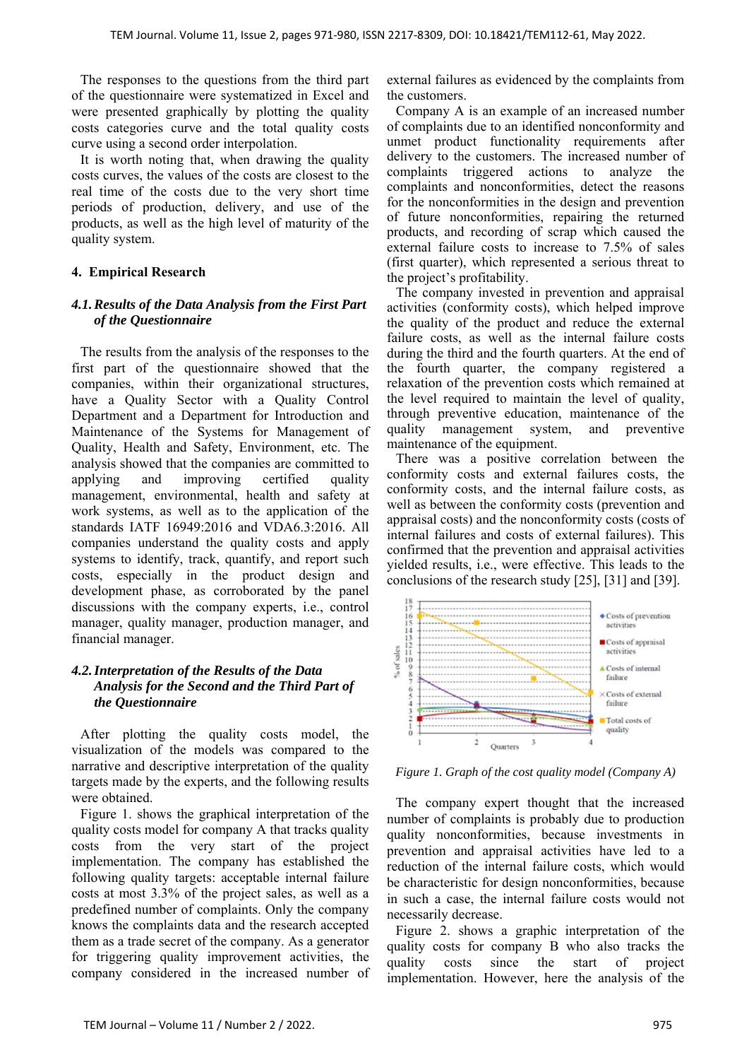The responses to the questions from the third part of the questionnaire were systematized in Excel and were presented graphically by plotting the quality costs categories curve and the total quality costs curve using a second order interpolation.

It is worth noting that, when drawing the quality costs curves, the values of the costs are closest to the real time of the costs due to the very short time periods of production, delivery, and use of the products, as well as the high level of maturity of the quality system.

## 4. Empirical Research

### *4.1. Results of the Data Analysis from the First Part of the Questionnaire*

The results from the analysis of the responses to the first part of the questionnaire showed that the companies, within their organizational structures, have a Quality Sector with a Quality Control Department and a Department for Introduction and Maintenance of the Systems for Management of Quality, Health and Safety, Environment, etc. The analysis showed that the companies are committed to applying and improving certified quality management, environmental, health and safety at work systems, as well as to the application of the standards IATF 16949:2016 and VDA6.3:2016. All companies understand the quality costs and apply systems to identify, track, quantify, and report such costs, especially in the product design and development phase, as corroborated by the panel discussions with the company experts, i.e., control manager, quality manager, production manager, and financial manager.

### *4.2. Interpretation of the Results of the Data Analysis for the Second and the Third Part of the Questionnaire*

After plotting the quality costs model, the visualization of the models was compared to the narrative and descriptive interpretation of the quality targets made by the experts, and the following results were obtained.

Figure 1. shows the graphical interpretation of the quality costs model for company A that tracks quality costs from the very start of the project implementation. The company has established the following quality targets: acceptable internal failure costs at most 3.3% of the project sales, as well as a predefined number of complaints. Only the company knows the complaints data and the research accepted them as a trade secret of the company. As a generator for triggering quality improvement activities, the company considered in the increased number of external failures as evidenced by the complaints from the customers.

Company A is an example of an increased number of complaints due to an identified nonconformity and unmet product functionality requirements after delivery to the customers. The increased number of complaints triggered actions to analyze the complaints and nonconformities, detect the reasons for the nonconformities in the design and prevention of future nonconformities, repairing the returned products, and recording of scrap which caused the external failure costs to increase to 7.5% of sales (first quarter), which represented a serious threat to the project's profitability.

The company invested in prevention and appraisal activities (conformity costs), which helped improve the quality of the product and reduce the external failure costs, as well as the internal failure costs during the third and the fourth quarters. At the end of the fourth quarter, the company registered a relaxation of the prevention costs which remained at the level required to maintain the level of quality, through preventive education, maintenance of the quality management system, and preventive maintenance of the equipment.

There was a positive correlation between the conformity costs and external failures costs, the conformity costs, and the internal failure costs, as well as between the conformity costs (prevention and appraisal costs) and the nonconformity costs (costs of internal failures and costs of external failures). This confirmed that the prevention and appraisal activities yielded results, i.e., were effective. This leads to the conclusions of the research study [25], [31] and [39].

*Figure 1. Graph of the cost quality model (Company A)*

The company expert thought that the increased number of complaints is probably due to production quality nonconformities, because investments in prevention and appraisal activities have led to a reduction of the internal failure costs, which would be characteristic for design nonconformities, because in such a case, the internal failure costs would not necessarily decrease.

Figure 2. shows a graphic interpretation of the quality costs for company B who also tracks the quality costs since the start of project implementation. However, here the analysis of the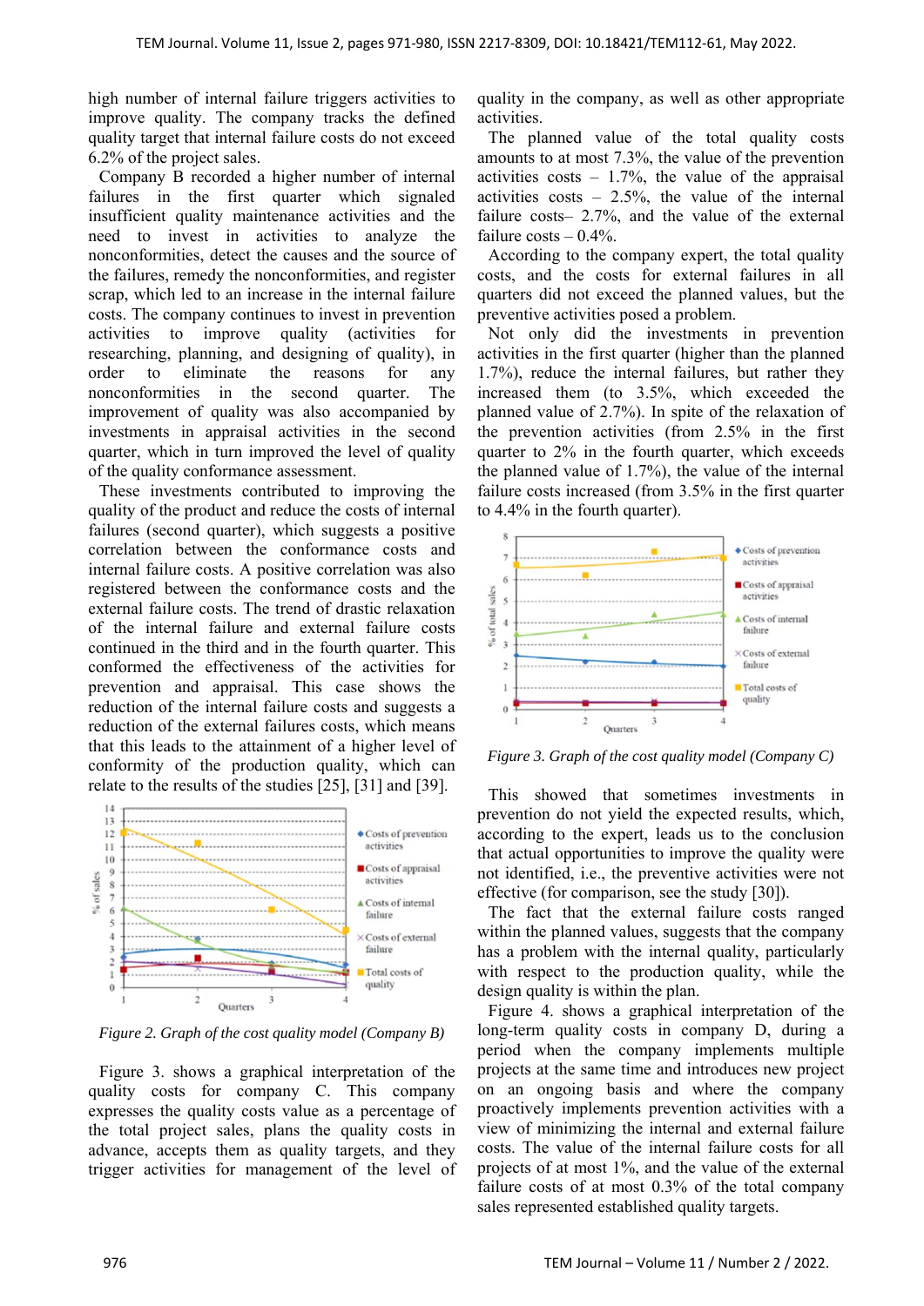high number of internal failure triggers activities to improve quality. The company tracks the defined quality target that internal failure costs do not exceed 6.2% of the project sales.

Company B recorded a higher number of internal failures in the first quarter which signaled insufficient quality maintenance activities and the need to invest in activities to analyze the nonconformities, detect the causes and the source of the failures, remedy the nonconformities, and register scrap, which led to an increase in the internal failure costs. The company continues to invest in prevention activities to improve quality (activities for researching, planning, and designing of quality), in order to eliminate the reasons for any nonconformities in the second quarter. The improvement of quality was also accompanied by investments in appraisal activities in the second quarter, which in turn improved the level of quality of the quality conformance assessment.

These investments contributed to improving the quality of the product and reduce the costs of internal failures (second quarter), which suggests a positive correlation between the conformance costs and internal failure costs. A positive correlation was also registered between the conformance costs and the external failure costs. The trend of drastic relaxation of the internal failure and external failure costs continued in the third and in the fourth quarter. This conformed the effectiveness of the activities for prevention and appraisal. This case shows the reduction of the internal failure costs and suggests a reduction of the external failures costs, which means that this leads to the attainment of a higher level of conformity of the production quality, which can relate to the results of the studies [25], [31] and [39].

*Figure 2. Graph of the cost quality model (Company B)*

Figure 3. shows a graphical interpretation of the quality costs for company C. This company expresses the quality costs value as a percentage of the total project sales, plans the quality costs in advance, accepts them as quality targets, and they trigger activities for management of the level of quality in the company, as well as other appropriate activities.

The planned value of the total quality costs amounts to at most 7.3%, the value of the prevention activities costs – 1.7%, the value of the appraisal activities costs – 2.5%, the value of the internal failure costs– 2.7%, and the value of the external failure costs – 0.4%.

According to the company expert, the total quality costs, and the costs for external failures in all quarters did not exceed the planned values, but the preventive activities posed a problem.

Not only did the investments in prevention activities in the first quarter (higher than the planned 1.7%), reduce the internal failures, but rather they increased them (to 3.5%, which exceeded the planned value of 2.7%). In spite of the relaxation of the prevention activities (from 2.5% in the first quarter to 2% in the fourth quarter, which exceeds the planned value of 1.7%), the value of the internal failure costs increased (from 3.5% in the first quarter to 4.4% in the fourth quarter).

*Figure 3. Graph of the cost quality model (Company C)*

This showed that sometimes investments in prevention do not yield the expected results, which, according to the expert, leads us to the conclusion that actual opportunities to improve the quality were not identified, i.e., the preventive activities were not effective (for comparison, see the study [30]).

The fact that the external failure costs ranged within the planned values, suggests that the company has a problem with the internal quality, particularly with respect to the production quality, while the design quality is within the plan.

Figure 4. shows a graphical interpretation of the long-term quality costs in company D, during a period when the company implements multiple projects at the same time and introduces new project on an ongoing basis and where the company proactively implements prevention activities with a view of minimizing the internal and external failure costs. The value of the internal failure costs for all projects of at most 1%, and the value of the external failure costs of at most 0.3% of the total company sales represented established quality targets.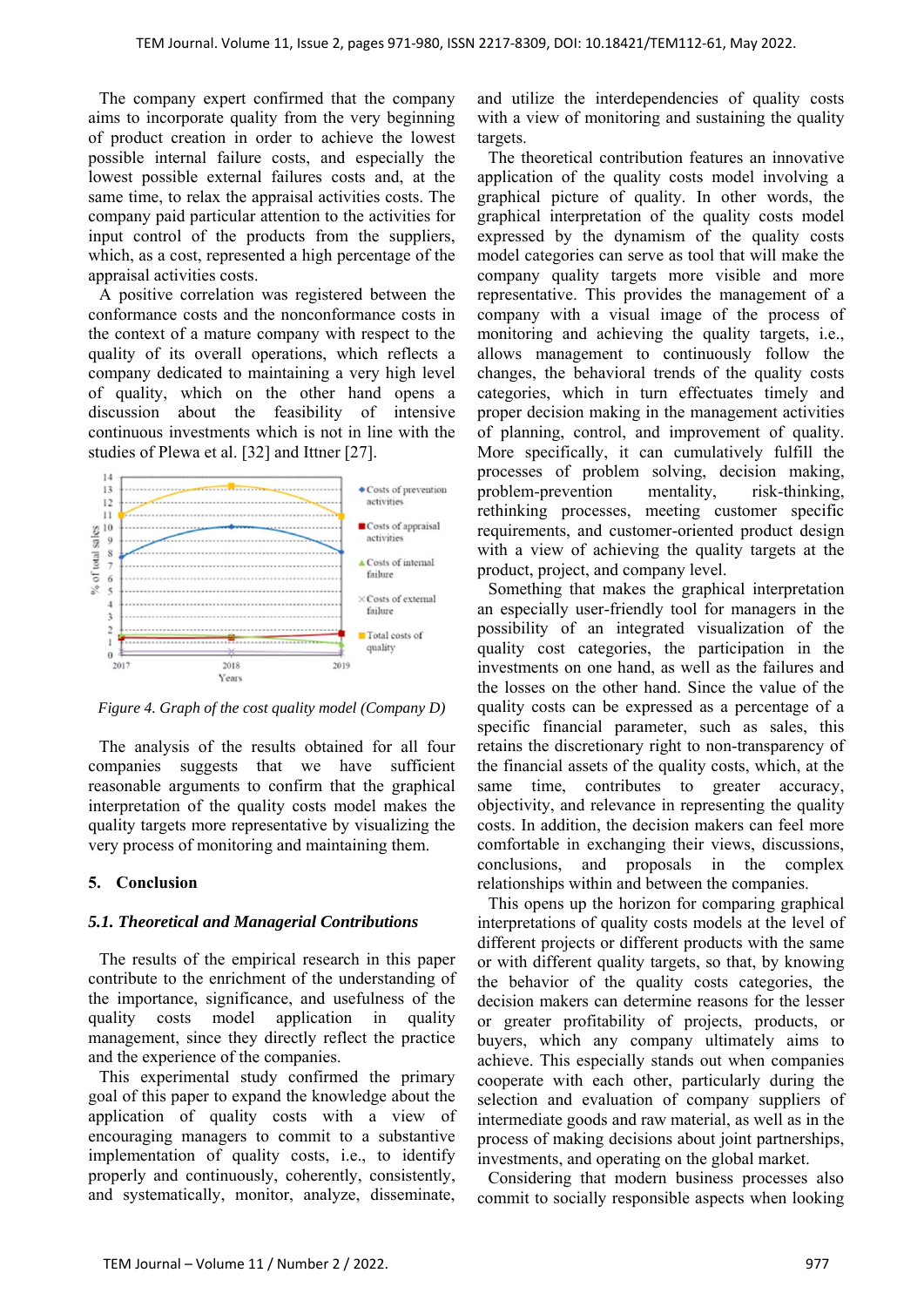The company expert confirmed that the company aims to incorporate quality from the very beginning of product creation in order to achieve the lowest possible internal failure costs, and especially the lowest possible external failures costs and, at the same time, to relax the appraisal activities costs. The company paid particular attention to the activities for input control of the products from the suppliers, which, as a cost, represented a high percentage of the appraisal activities costs.

A positive correlation was registered between the conformance costs and the nonconformance costs in the context of a mature company with respect to the quality of its overall operations, which reflects a company dedicated to maintaining a very high level of quality, which on the other hand opens a discussion about the feasibility of intensive continuous investments which is not in line with the studies of Plewa et al. [32] and Ittner [27].

*Figure 4. Graph of the cost quality model (Company D)*

The analysis of the results obtained for all four companies suggests that we have sufficient reasonable arguments to confirm that the graphical interpretation of the quality costs model makes the quality targets more representative by visualizing the very process of monitoring and maintaining them.

## 5. Conclusion

### *5.1. Theoretical and Managerial Contributions*

The results of the empirical research in this paper contribute to the enrichment of the understanding of the importance, significance, and usefulness of the quality costs model application in quality management, since they directly reflect the practice and the experience of the companies.

This experimental study confirmed the primary goal of this paper to expand the knowledge about the application of quality costs with a view of encouraging managers to commit to a substantive implementation of quality costs, i.e., to identify properly and continuously, coherently, consistently, and systematically, monitor, analyze, disseminate, and utilize the interdependencies of quality costs with a view of monitoring and sustaining the quality targets.

The theoretical contribution features an innovative application of the quality costs model involving a graphical picture of quality. In other words, the graphical interpretation of the quality costs model expressed by the dynamism of the quality costs model categories can serve as tool that will make the company quality targets more visible and more representative. This provides the management of a company with a visual image of the process of monitoring and achieving the quality targets, i.e., allows management to continuously follow the changes, the behavioral trends of the quality costs categories, which in turn effectuates timely and proper decision making in the management activities of planning, control, and improvement of quality. More specifically, it can cumulatively fulfill the processes of problem solving, decision making, problem-prevention mentality, risk-thinking, rethinking processes, meeting customer specific requirements, and customer-oriented product design with a view of achieving the quality targets at the product, project, and company level.

Something that makes the graphical interpretation an especially user-friendly tool for managers in the possibility of an integrated visualization of the quality cost categories, the participation in the investments on one hand, as well as the failures and the losses on the other hand. Since the value of the quality costs can be expressed as a percentage of a specific financial parameter, such as sales, this retains the discretionary right to non-transparency of the financial assets of the quality costs, which, at the same time, contributes to greater accuracy, objectivity, and relevance in representing the quality costs. In addition, the decision makers can feel more comfortable in exchanging their views, discussions, conclusions, and proposals in the complex relationships within and between the companies.

This opens up the horizon for comparing graphical interpretations of quality costs models at the level of different projects or different products with the same or with different quality targets, so that, by knowing the behavior of the quality costs categories, the decision makers can determine reasons for the lesser or greater profitability of projects, products, or buyers, which any company ultimately aims to achieve. This especially stands out when companies cooperate with each other, particularly during the selection and evaluation of company suppliers of intermediate goods and raw material, as well as in the process of making decisions about joint partnerships, investments, and operating on the global market.

Considering that modern business processes also commit to socially responsible aspects when looking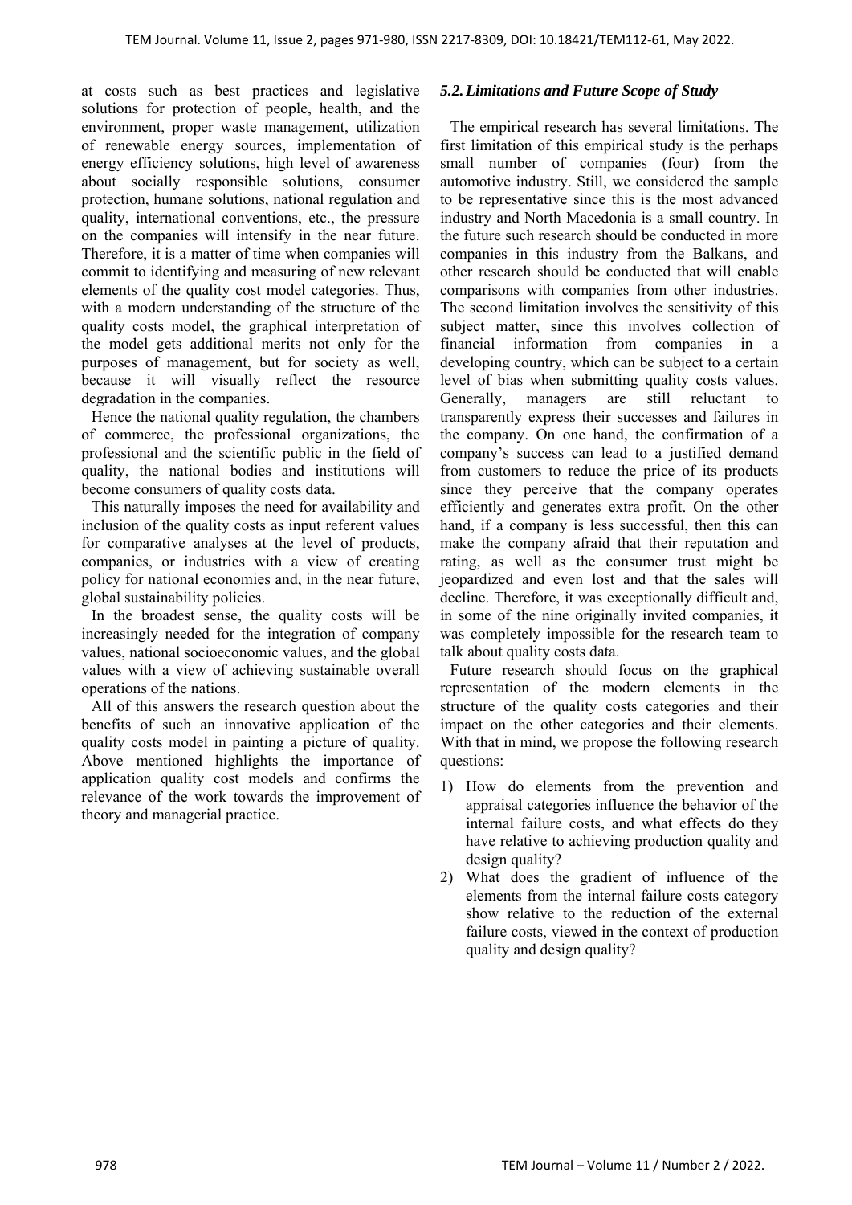at costs such as best practices and legislative solutions for protection of people, health, and the environment, proper waste management, utilization of renewable energy sources, implementation of energy efficiency solutions, high level of awareness about socially responsible solutions, consumer protection, humane solutions, national regulation and quality, international conventions, etc., the pressure on the companies will intensify in the near future. Therefore, it is a matter of time when companies will commit to identifying and measuring of new relevant elements of the quality cost model categories. Thus, with a modern understanding of the structure of the quality costs model, the graphical interpretation of the model gets additional merits not only for the purposes of management, but for society as well, because it will visually reflect the resource degradation in the companies.

Hence the national quality regulation, the chambers of commerce, the professional organizations, the professional and the scientific public in the field of quality, the national bodies and institutions will become consumers of quality costs data.

This naturally imposes the need for availability and inclusion of the quality costs as input referent values for comparative analyses at the level of products, companies, or industries with a view of creating policy for national economies and, in the near future, global sustainability policies.

In the broadest sense, the quality costs will be increasingly needed for the integration of company values, national socioeconomic values, and the global values with a view of achieving sustainable overall operations of the nations.

All of this answers the research question about the benefits of such an innovative application of the quality costs model in painting a picture of quality. Above mentioned highlights the importance of application quality cost models and confirms the relevance of the work towards the improvement of theory and managerial practice.

### *5.2. Limitations and Future Scope of Study*

The empirical research has several limitations. The first limitation of this empirical study is the perhaps small number of companies (four) from the automotive industry. Still, we considered the sample to be representative since this is the most advanced industry and North Macedonia is a small country. In the future such research should be conducted in more companies in this industry from the Balkans, and other research should be conducted that will enable comparisons with companies from other industries. The second limitation involves the sensitivity of this subject matter, since this involves collection of financial information from companies in a developing country, which can be subject to a certain level of bias when submitting quality costs values. Generally, managers are still reluctant to transparently express their successes and failures in the company. On one hand, the confirmation of a company's success can lead to a justified demand from customers to reduce the price of its products since they perceive that the company operates efficiently and generates extra profit. On the other hand, if a company is less successful, then this can make the company afraid that their reputation and rating, as well as the consumer trust might be jeopardized and even lost and that the sales will decline. Therefore, it was exceptionally difficult and, in some of the nine originally invited companies, it was completely impossible for the research team to talk about quality costs data.

Future research should focus on the graphical representation of the modern elements in the structure of the quality costs categories and their impact on the other categories and their elements. With that in mind, we propose the following research questions:

1) How do elements from the prevention and appraisal categories influence the behavior of the internal failure costs, and what effects do they have relative to achieving production quality and design quality?
2) What does the gradient of influence of the elements from the internal failure costs category show relative to the reduction of the external failure costs, viewed in the context of production quality and design quality?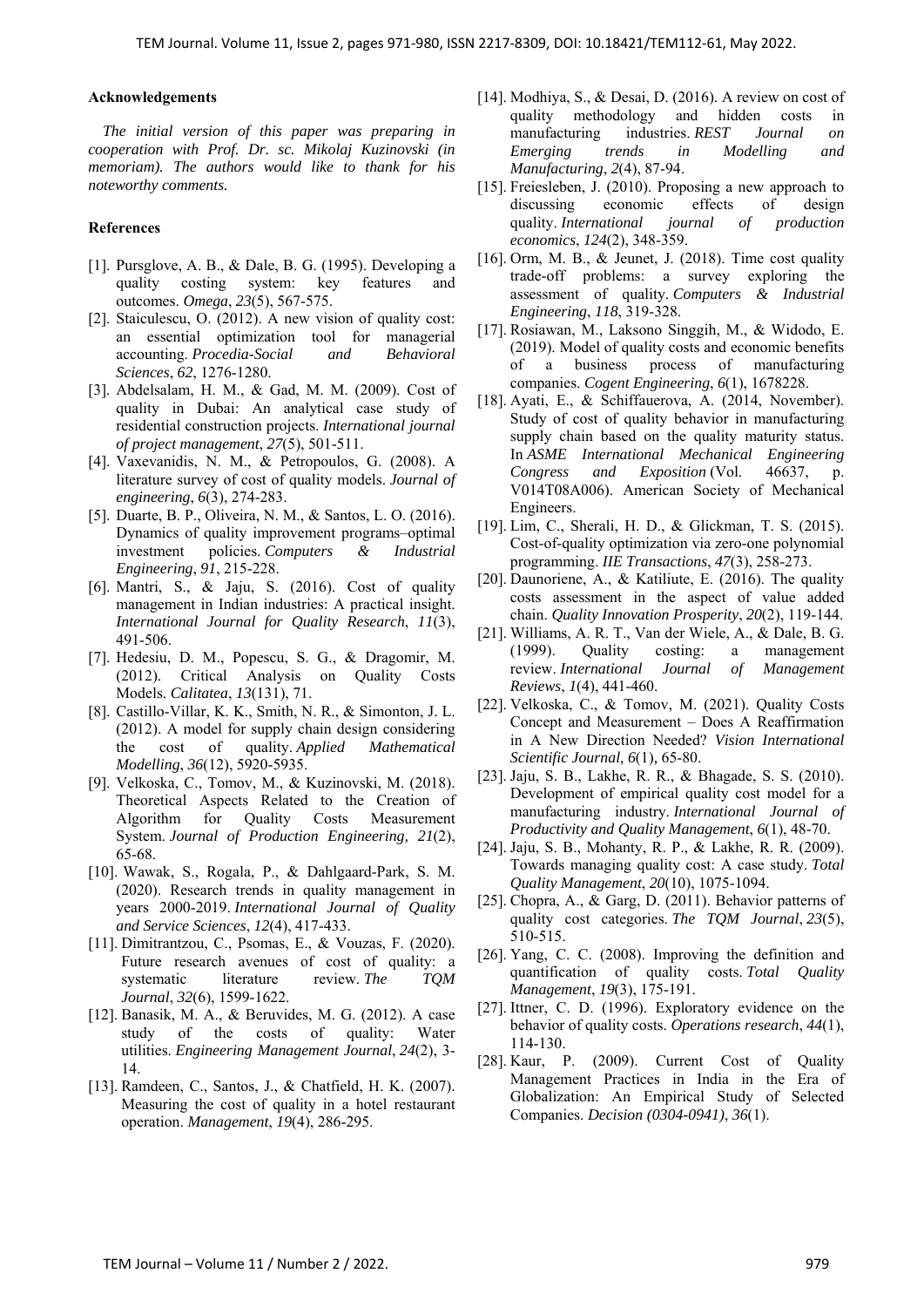**Acknowledgements**

*The initial version of this paper was preparing in cooperation with Prof. Dr. sc. Mikolaj Kuzinovski (in memoriam). The authors would like to thank for his noteworthy comments.*

**References**

[1]. Pursglove, A. B., & Dale, B. G. (1995). Developing a quality costing system: key features and outcomes. *Omega*, *23*(5), 567-575.

[2]. Staiculescu, O. (2012). A new vision of quality cost: an essential optimization tool for managerial accounting. *Procedia-Social and Behavioral Sciences*, *62*, 1276-1280.

[3]. Abdelsalam, H. M., & Gad, M. M. (2009). Cost of quality in Dubai: An analytical case study of residential construction projects. *International journal of project management*, *27*(5), 501-511.

[4]. Vaxevanidis, N. M., & Petropoulos, G. (2008). A literature survey of cost of quality models. *Journal of engineering*, *6*(3), 274-283.

[5]. Duarte, B. P., Oliveira, N. M., & Santos, L. O. (2016). Dynamics of quality improvement programs–optimal investment policies. *Computers & Industrial Engineering*, *91*, 215-228.

[6]. Mantri, S., & Jaju, S. (2016). Cost of quality management in Indian industries: A practical insight. *International Journal for Quality Research*, *11*(3), 491-506.

[7]. Hedesiu, D. M., Popescu, S. G., & Dragomir, M. (2012). Critical Analysis on Quality Costs Models. *Calitatea*, *13*(131), 71.

[8]. Castillo-Villar, K. K., Smith, N. R., & Simonton, J. L. (2012). A model for supply chain design considering the cost of quality. *Applied Mathematical Modelling*, *36*(12), 5920-5935.

[9]. Velkoska, C., Tomov, M., & Kuzinovski, M. (2018). Theoretical Aspects Related to the Creation of Algorithm for Quality Costs Measurement System. *Journal of Production Engineering, 21*(2), 65-68.

[10]. Wawak, S., Rogala, P., & Dahlgaard-Park, S. M. (2020). Research trends in quality management in years 2000-2019. *International Journal of Quality and Service Sciences*, *12*(4), 417-433.

[11]. Dimitrantzou, C., Psomas, E., & Vouzas, F. (2020). Future research avenues of cost of quality: a systematic literature review. *The TQM Journal*, *32*(6), 1599-1622.

[12]. Banasik, M. A., & Beruvides, M. G. (2012). A case study of the costs of quality: Water utilities. *Engineering Management Journal*, *24*(2), 3-14.

[13]. Ramdeen, C., Santos, J., & Chatfield, H. K. (2007). Measuring the cost of quality in a hotel restaurant operation. *Management*, *19*(4), 286-295.

[14]. Modhiya, S., & Desai, D. (2016). A review on cost of quality methodology and hidden costs in manufacturing industries. *REST Journal on Emerging trends in Modelling and Manufacturing*, *2*(4), 87-94.

[15]. Freiesleben, J. (2010). Proposing a new approach to discussing economic effects of design quality. *International journal of production economics*, *124*(2), 348-359.

[16]. Orm, M. B., & Jeunet, J. (2018). Time cost quality trade-off problems: a survey exploring the assessment of quality. *Computers & Industrial Engineering*, *118*, 319-328.

[17]. Rosiawan, M., Laksono Singgih, M., & Widodo, E. (2019). Model of quality costs and economic benefits of a business process of manufacturing companies. *Cogent Engineering*, *6*(1), 1678228.

[18]. Ayati, E., & Schiffauerova, A. (2014, November). Study of cost of quality behavior in manufacturing supply chain based on the quality maturity status. In *ASME International Mechanical Engineering Congress and Exposition* (Vol. 46637, p. V014T08A006). American Society of Mechanical Engineers.

[19]. Lim, C., Sherali, H. D., & Glickman, T. S. (2015). Cost-of-quality optimization via zero-one polynomial programming. *IIE Transactions*, *47*(3), 258-273.

[20]. Daunoriene, A., & Katiliute, E. (2016). The quality costs assessment in the aspect of value added chain. *Quality Innovation Prosperity*, *20*(2), 119-144.

[21]. Williams, A. R. T., Van der Wiele, A., & Dale, B. G. (1999). Quality costing: a management review. *International Journal of Management Reviews*, *1*(4), 441-460.

[22]. Velkoska, C., & Tomov, M. (2021). Quality Costs Concept and Measurement – Does A Reaffirmation in A New Direction Needed? *Vision International Scientific Journal, 6*(1), 65-80.

[23]. Jaju, S. B., Lakhe, R. R., & Bhagade, S. S. (2010). Development of empirical quality cost model for a manufacturing industry. *International Journal of Productivity and Quality Management*, *6*(1), 48-70.

[24]. Jaju, S. B., Mohanty, R. P., & Lakhe, R. R. (2009). Towards managing quality cost: A case study. *Total Quality Management*, *20*(10), 1075-1094.

[25]. Chopra, A., & Garg, D. (2011). Behavior patterns of quality cost categories. *The TQM Journal*, *23*(5), 510-515.

[26]. Yang, C. C. (2008). Improving the definition and quantification of quality costs. *Total Quality Management*, *19*(3), 175-191.

[27]. Ittner, C. D. (1996). Exploratory evidence on the behavior of quality costs. *Operations research*, *44*(1), 114-130.

[28]. Kaur, P. (2009). Current Cost of Quality Management Practices in India in the Era of Globalization: An Empirical Study of Selected Companies. *Decision (0304-0941)*, *36*(1).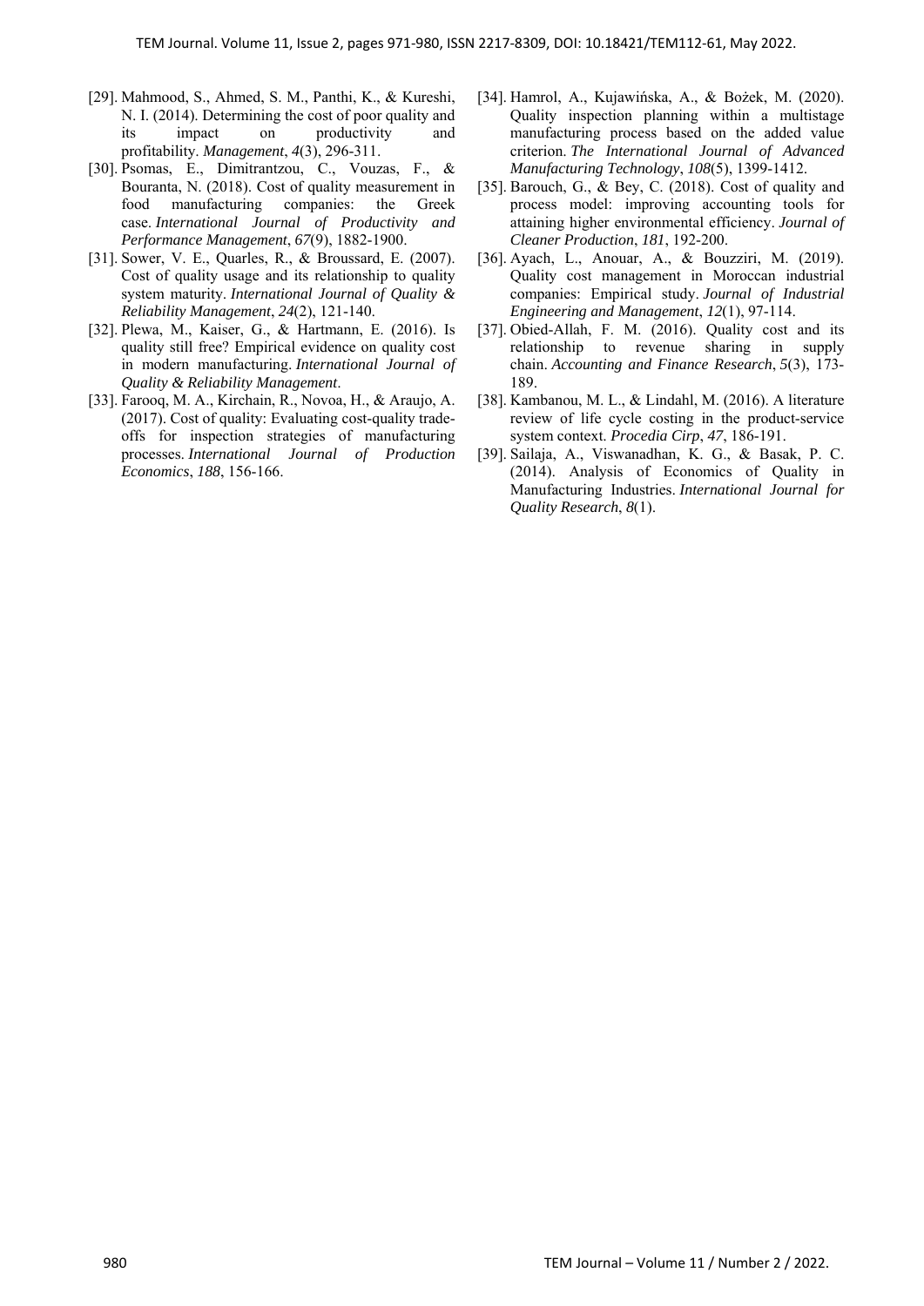[29]. Mahmood, S., Ahmed, S. M., Panthi, K., & Kureshi, N. I. (2014). Determining the cost of poor quality and its impact on productivity and profitability. *Management*, *4*(3), 296-311.

[30]. Psomas, E., Dimitrantzou, C., Vouzas, F., & Bouranta, N. (2018). Cost of quality measurement in food manufacturing companies: the Greek case. *International Journal of Productivity and Performance Management*, *67*(9), 1882-1900.

[31]. Sower, V. E., Quarles, R., & Broussard, E. (2007). Cost of quality usage and its relationship to quality system maturity. *International Journal of Quality & Reliability Management*, *24*(2), 121-140.

[32]. Plewa, M., Kaiser, G., & Hartmann, E. (2016). Is quality still free? Empirical evidence on quality cost in modern manufacturing. *International Journal of Quality & Reliability Management*.

[33]. Farooq, M. A., Kirchain, R., Novoa, H., & Araujo, A. (2017). Cost of quality: Evaluating cost-quality trade-offs for inspection strategies of manufacturing processes. *International Journal of Production Economics*, *188*, 156-166.

[34]. Hamrol, A., Kujawińska, A., & Bożek, M. (2020). Quality inspection planning within a multistage manufacturing process based on the added value criterion. *The International Journal of Advanced Manufacturing Technology*, *108*(5), 1399-1412.

[35]. Barouch, G., & Bey, C. (2018). Cost of quality and process model: improving accounting tools for attaining higher environmental efficiency. *Journal of Cleaner Production*, *181*, 192-200.

[36]. Ayach, L., Anouar, A., & Bouzziri, M. (2019). Quality cost management in Moroccan industrial companies: Empirical study. *Journal of Industrial Engineering and Management*, *12*(1), 97-114.

[37]. Obied-Allah, F. M. (2016). Quality cost and its relationship to revenue sharing in supply chain. *Accounting and Finance Research*, *5*(3), 173-189.

[38]. Kambanou, M. L., & Lindahl, M. (2016). A literature review of life cycle costing in the product-service system context. *Procedia Cirp*, *47*, 186-191.

[39]. Sailaja, A., Viswanadhan, K. G., & Basak, P. C. (2014). Analysis of Economics of Quality in Manufacturing Industries. *International Journal for Quality Research*, *8*(1).